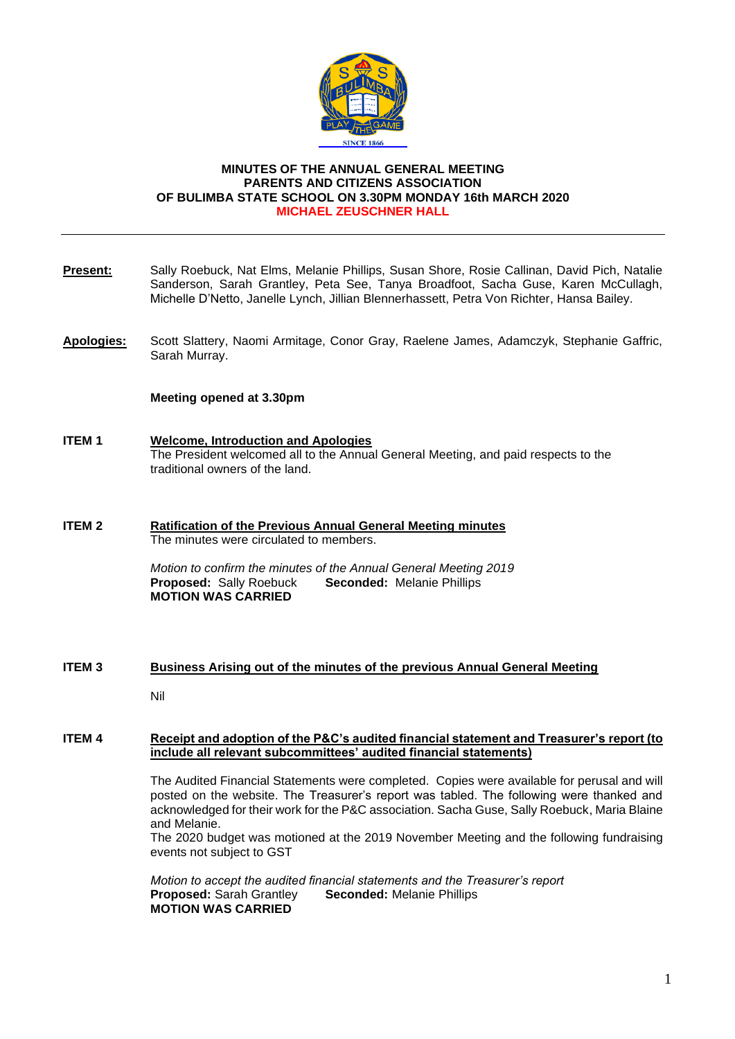**MINUTES OF THE ANNUAL GENERAL MEETING**
**PARENTS AND CITIZENS ASSOCIATION**
**OF BULIMBA STATE SCHOOL ON 3.30PM MONDAY 16th MARCH 2020**
**MICHAEL ZEUSCHNER HALL**

---

**Present:** Sally Roebuck, Nat Elms, Melanie Phillips, Susan Shore, Rosie Callinan, David Pich, Natalie Sanderson, Sarah Grantley, Peta See, Tanya Broadfoot, Sacha Guse, Karen McCullagh, Michelle D'Netto, Janelle Lynch, Jillian Blennerhassett, Petra Von Richter, Hansa Bailey.

**Apologies:** Scott Slattery, Naomi Armitage, Conor Gray, Raelene James, Adamczyk, Stephanie Gaffric, Sarah Murray.

**Meeting opened at 3.30pm**

**ITEM 1** **Welcome, Introduction and Apologies**

The President welcomed all to the Annual General Meeting, and paid respects to the traditional owners of the land.

**ITEM 2** **Ratification of the Previous Annual General Meeting minutes**

The minutes were circulated to members.

*Motion to confirm the minutes of the Annual General Meeting 2019*
**Proposed:** Sally Roebuck **Seconded:** Melanie Phillips
**MOTION WAS CARRIED**

**ITEM 3** **Business Arising out of the minutes of the previous Annual General Meeting**

Nil

**ITEM 4** **Receipt and adoption of the P&C's audited financial statement and Treasurer's report (to include all relevant subcommittees' audited financial statements)**

The Audited Financial Statements were completed. Copies were available for perusal and will posted on the website. The Treasurer's report was tabled. The following were thanked and acknowledged for their work for the P&C association. Sacha Guse, Sally Roebuck, Maria Blaine and Melanie.
The 2020 budget was motioned at the 2019 November Meeting and the following fundraising events not subject to GST

*Motion to accept the audited financial statements and the Treasurer's report*
**Proposed:** Sarah Grantley **Seconded:** Melanie Phillips
**MOTION WAS CARRIED**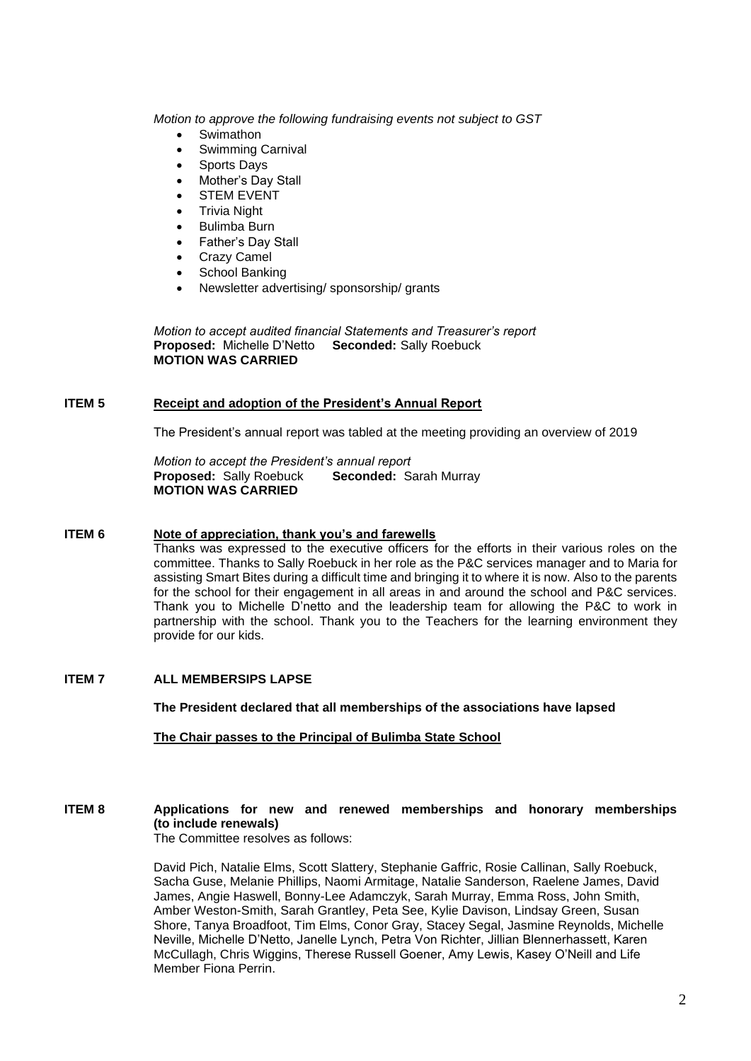*Motion to approve the following fundraising events not subject to GST*

- Swimathon
- Swimming Carnival
- Sports Days
- Mother's Day Stall
- STEM EVENT
- Trivia Night
- Bulimba Burn
- Father's Day Stall
- Crazy Camel
- School Banking
- Newsletter advertising/ sponsorship/ grants

*Motion to accept audited financial Statements and Treasurer's report*
**Proposed:** Michelle D'Netto **Seconded:** Sally Roebuck
**MOTION WAS CARRIED**

**ITEM 5** **Receipt and adoption of the President's Annual Report**

The President's annual report was tabled at the meeting providing an overview of 2019

*Motion to accept the President's annual report*
**Proposed:** Sally Roebuck **Seconded:** Sarah Murray
**MOTION WAS CARRIED**

**ITEM 6** **Note of appreciation, thank you's and farewells**

Thanks was expressed to the executive officers for the efforts in their various roles on the committee. Thanks to Sally Roebuck in her role as the P&C services manager and to Maria for assisting Smart Bites during a difficult time and bringing it to where it is now. Also to the parents for the school for their engagement in all areas in and around the school and P&C services. Thank you to Michelle D'netto and the leadership team for allowing the P&C to work in partnership with the school. Thank you to the Teachers for the learning environment they provide for our kids.

**ITEM 7** **ALL MEMBERSIPS LAPSE**

**The President declared that all memberships of the associations have lapsed**

**The Chair passes to the Principal of Bulimba State School**

**ITEM 8** **Applications for new and renewed memberships and honorary memberships (to include renewals)**

The Committee resolves as follows:

David Pich, Natalie Elms, Scott Slattery, Stephanie Gaffric, Rosie Callinan, Sally Roebuck, Sacha Guse, Melanie Phillips, Naomi Armitage, Natalie Sanderson, Raelene James, David James, Angie Haswell, Bonny-Lee Adamczyk, Sarah Murray, Emma Ross, John Smith, Amber Weston-Smith, Sarah Grantley, Peta See, Kylie Davison, Lindsay Green, Susan Shore, Tanya Broadfoot, Tim Elms, Conor Gray, Stacey Segal, Jasmine Reynolds, Michelle Neville, Michelle D'Netto, Janelle Lynch, Petra Von Richter, Jillian Blennerhassett, Karen McCullagh, Chris Wiggins, Therese Russell Goener, Amy Lewis, Kasey O'Neill and Life Member Fiona Perrin.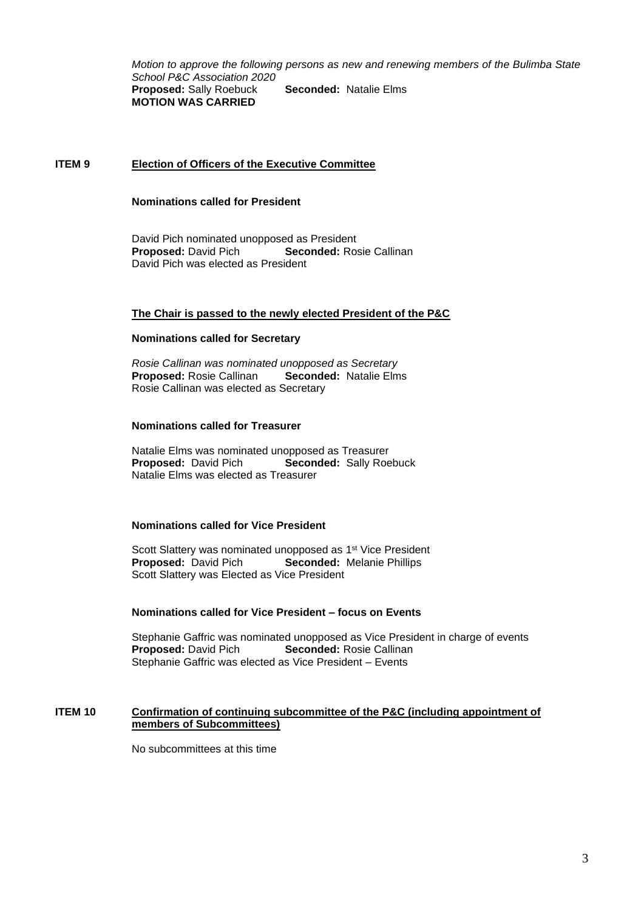*Motion to approve the following persons as new and renewing members of the Bulimba State School P&C Association 2020*
**Proposed:** Sally Roebuck **Seconded:** Natalie Elms
**MOTION WAS CARRIED**

## ITEM 9 Election of Officers of the Executive Committee

**Nominations called for President**

David Pich nominated unopposed as President
**Proposed:** David Pich **Seconded:** Rosie Callinan
David Pich was elected as President

**The Chair is passed to the newly elected President of the P&C**

**Nominations called for Secretary**

*Rosie Callinan was nominated unopposed as Secretary*
**Proposed:** Rosie Callinan **Seconded:** Natalie Elms
Rosie Callinan was elected as Secretary

**Nominations called for Treasurer**

Natalie Elms was nominated unopposed as Treasurer
**Proposed:** David Pich **Seconded:** Sally Roebuck
Natalie Elms was elected as Treasurer

**Nominations called for Vice President**

Scott Slattery was nominated unopposed as 1st Vice President
**Proposed:** David Pich **Seconded:** Melanie Phillips
Scott Slattery was Elected as Vice President

**Nominations called for Vice President – focus on Events**

Stephanie Gaffric was nominated unopposed as Vice President in charge of events
**Proposed:** David Pich **Seconded:** Rosie Callinan
Stephanie Gaffric was elected as Vice President – Events

## ITEM 10 Confirmation of continuing subcommittee of the P&C (including appointment of members of Subcommittees)

No subcommittees at this time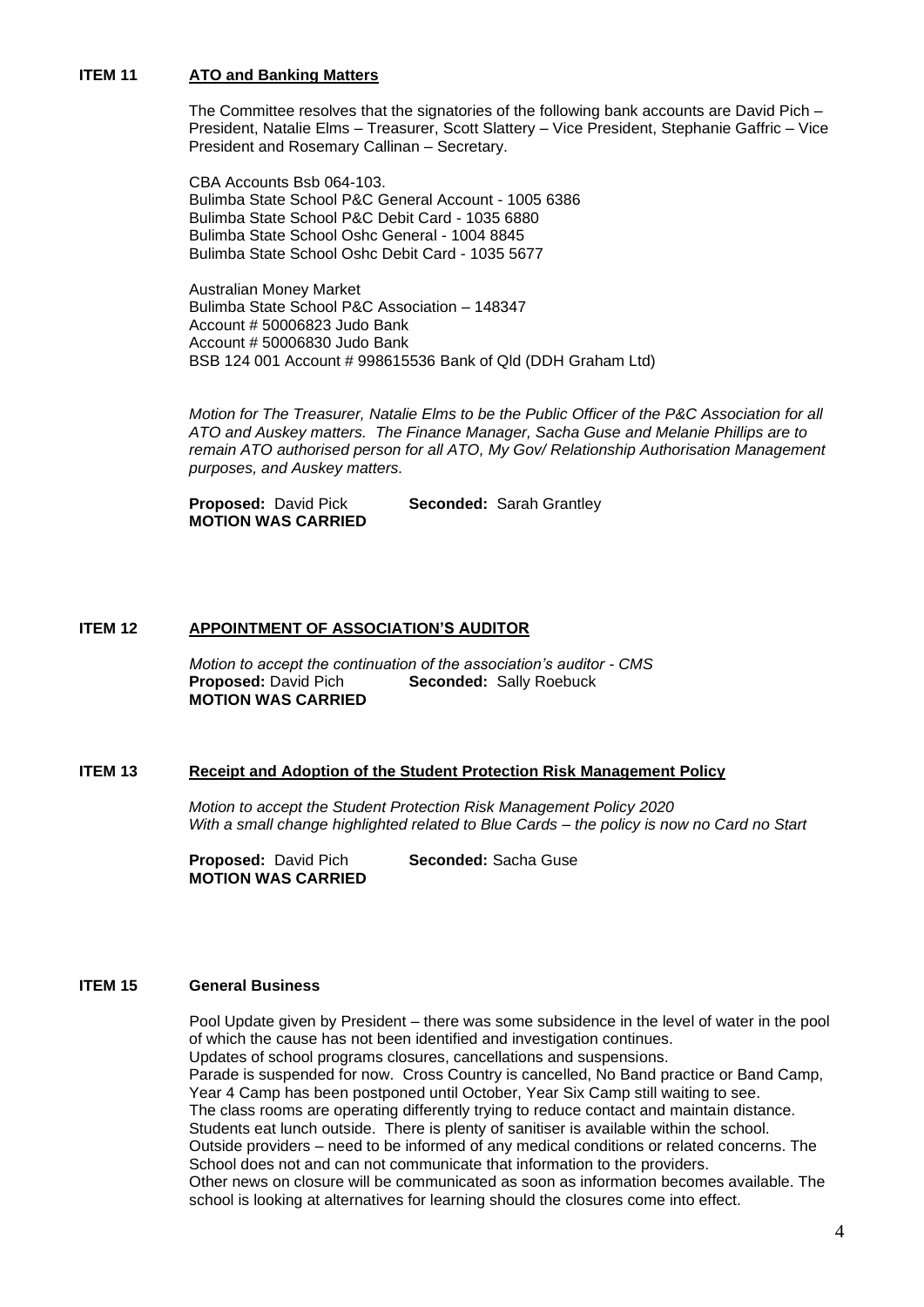## ITEM 11 ATO and Banking Matters

The Committee resolves that the signatories of the following bank accounts are David Pich – President, Natalie Elms – Treasurer, Scott Slattery – Vice President, Stephanie Gaffric – Vice President and Rosemary Callinan – Secretary.

CBA Accounts Bsb 064-103.
Bulimba State School P&C General Account - 1005 6386
Bulimba State School P&C Debit Card - 1035 6880
Bulimba State School Oshc General - 1004 8845
Bulimba State School Oshc Debit Card - 1035 5677

Australian Money Market
Bulimba State School P&C Association – 148347
Account # 50006823 Judo Bank
Account # 50006830 Judo Bank
BSB 124 001 Account # 998615536 Bank of Qld (DDH Graham Ltd)

*Motion for The Treasurer, Natalie Elms to be the Public Officer of the P&C Association for all ATO and Auskey matters. The Finance Manager, Sacha Guse and Melanie Phillips are to remain ATO authorised person for all ATO, My Gov/ Relationship Authorisation Management purposes, and Auskey matters.*

**Proposed:** David Pick **Seconded:** Sarah Grantley
**MOTION WAS CARRIED**

## ITEM 12 APPOINTMENT OF ASSOCIATION'S AUDITOR

*Motion to accept the continuation of the association's auditor - CMS*
**Proposed:** David Pich **Seconded:** Sally Roebuck
**MOTION WAS CARRIED**

## ITEM 13 Receipt and Adoption of the Student Protection Risk Management Policy

*Motion to accept the Student Protection Risk Management Policy 2020*
*With a small change highlighted related to Blue Cards – the policy is now no Card no Start*

**Proposed:** David Pich **Seconded:** Sacha Guse
**MOTION WAS CARRIED**

## ITEM 15 General Business

Pool Update given by President – there was some subsidence in the level of water in the pool of which the cause has not been identified and investigation continues.
Updates of school programs closures, cancellations and suspensions.
Parade is suspended for now. Cross Country is cancelled, No Band practice or Band Camp, Year 4 Camp has been postponed until October, Year Six Camp still waiting to see.
The class rooms are operating differently trying to reduce contact and maintain distance. Students eat lunch outside. There is plenty of sanitiser is available within the school.
Outside providers – need to be informed of any medical conditions or related concerns. The School does not and can not communicate that information to the providers.
Other news on closure will be communicated as soon as information becomes available. The school is looking at alternatives for learning should the closures come into effect.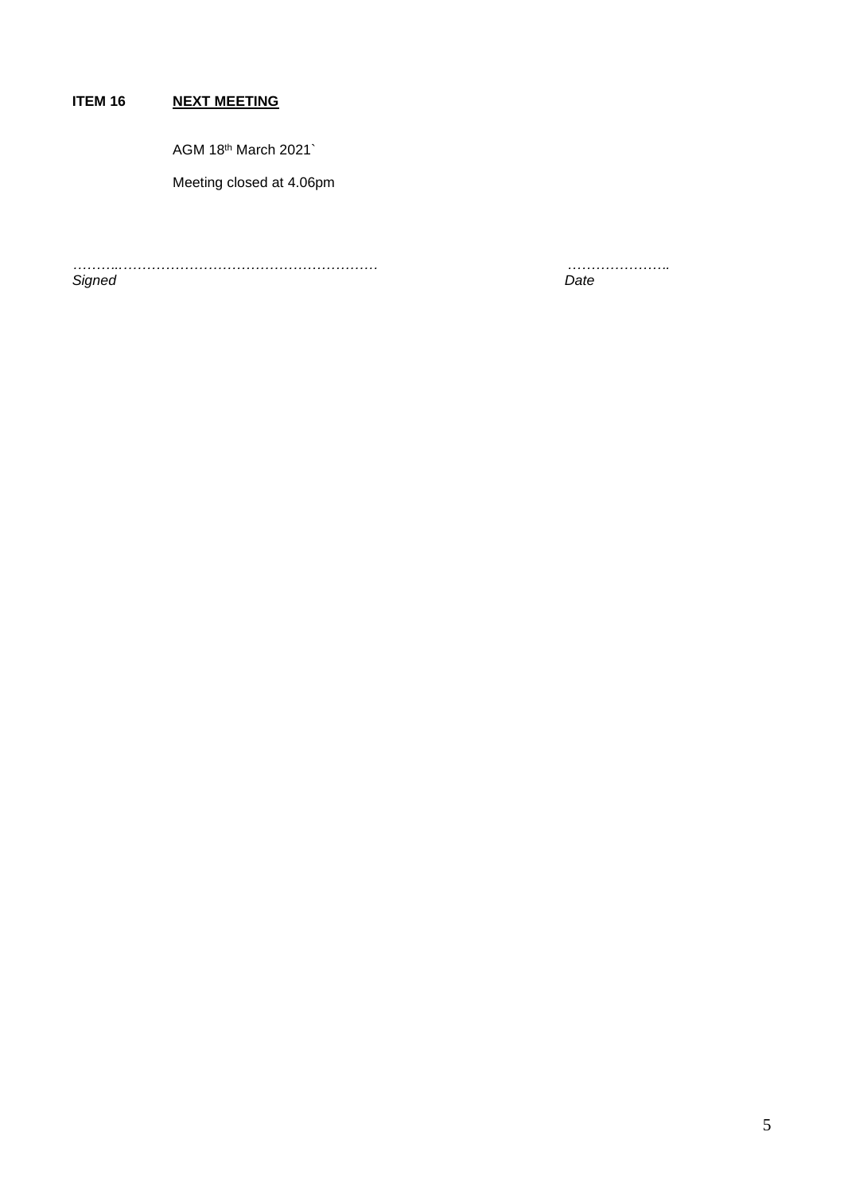**ITEM 16** **NEXT MEETING**

AGM 18th March 2021`

Meeting closed at 4.06pm

………..……………………………………………………… …………………..
*Signed* *Date*